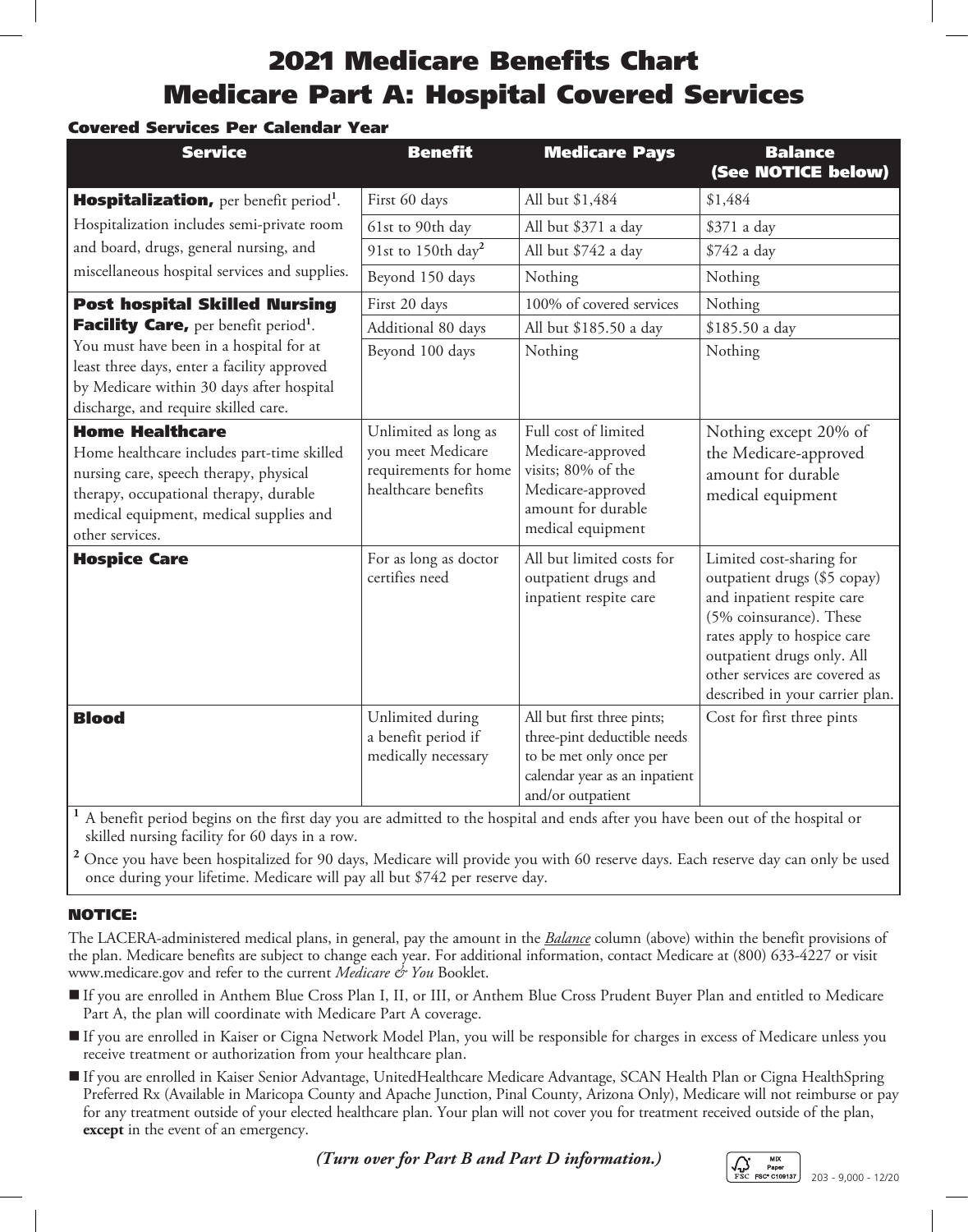# 2021 Medicare Benefits Chart

# Medicare Part A: Hospital Covered Services

### Covered Services Per Calendar Year

| Service | Benefit | Medicare Pays | Balance (See NOTICE below) |
|---|---|---|---|
| **Hospitalization,** per benefit period[1]. Hospitalization includes semi-private room and board, drugs, general nursing, and miscellaneous hospital services and supplies. | First 60 days | All but $1,484 | $1,484 |
| | 61st to 90th day | All but $371 a day | $371 a day |
| | 91st to 150th day[2] | All but $742 a day | $742 a day |
| | Beyond 150 days | Nothing | Nothing |
| **Post hospital Skilled Nursing Facility Care,** per benefit period[1]. You must have been in a hospital for at least three days, enter a facility approved by Medicare within 30 days after hospital discharge, and require skilled care. | First 20 days | 100% of covered services | Nothing |
| | Additional 80 days | All but $185.50 a day | $185.50 a day |
| | Beyond 100 days | Nothing | Nothing |
| **Home Healthcare** Home healthcare includes part-time skilled nursing care, speech therapy, physical therapy, occupational therapy, durable medical equipment, medical supplies and other services. | Unlimited as long as you meet Medicare requirements for home healthcare benefits | Full cost of limited Medicare-approved visits; 80% of the Medicare-approved amount for durable medical equipment | Nothing except 20% of the Medicare-approved amount for durable medical equipment |
| **Hospice Care** | For as long as doctor certifies need | All but limited costs for outpatient drugs and inpatient respite care | Limited cost-sharing for outpatient drugs ($5 copay) and inpatient respite care (5% coinsurance). These rates apply to hospice care outpatient drugs only. All other services are covered as described in your carrier plan. |
| **Blood** | Unlimited during a benefit period if medically necessary | All but first three pints; three-pint deductible needs to be met only once per calendar year as an inpatient and/or outpatient | Cost for first three pints |

[1] A benefit period begins on the first day you are admitted to the hospital and ends after you have been out of the hospital or skilled nursing facility for 60 days in a row.

[2] Once you have been hospitalized for 90 days, Medicare will provide you with 60 reserve days. Each reserve day can only be used once during your lifetime. Medicare will pay all but $742 per reserve day.

### NOTICE:

The LACERA-administered medical plans, in general, pay the amount in the *Balance* column (above) within the benefit provisions of the plan. Medicare benefits are subject to change each year. For additional information, contact Medicare at (800) 633-4227 or visit www.medicare.gov and refer to the current *Medicare & You* Booklet.

- If you are enrolled in Anthem Blue Cross Plan I, II, or III, or Anthem Blue Cross Prudent Buyer Plan and entitled to Medicare Part A, the plan will coordinate with Medicare Part A coverage.
- If you are enrolled in Kaiser or Cigna Network Model Plan, you will be responsible for charges in excess of Medicare unless you receive treatment or authorization from your healthcare plan.
- If you are enrolled in Kaiser Senior Advantage, UnitedHealthcare Medicare Advantage, SCAN Health Plan or Cigna HealthSpring Preferred Rx (Available in Maricopa County and Apache Junction, Pinal County, Arizona Only), Medicare will not reimburse or pay for any treatment outside of your elected healthcare plan. Your plan will not cover you for treatment received outside of the plan, **except** in the event of an emergency.

***(Turn over for Part B and Part D information.)***

203 - 9,000 - 12/20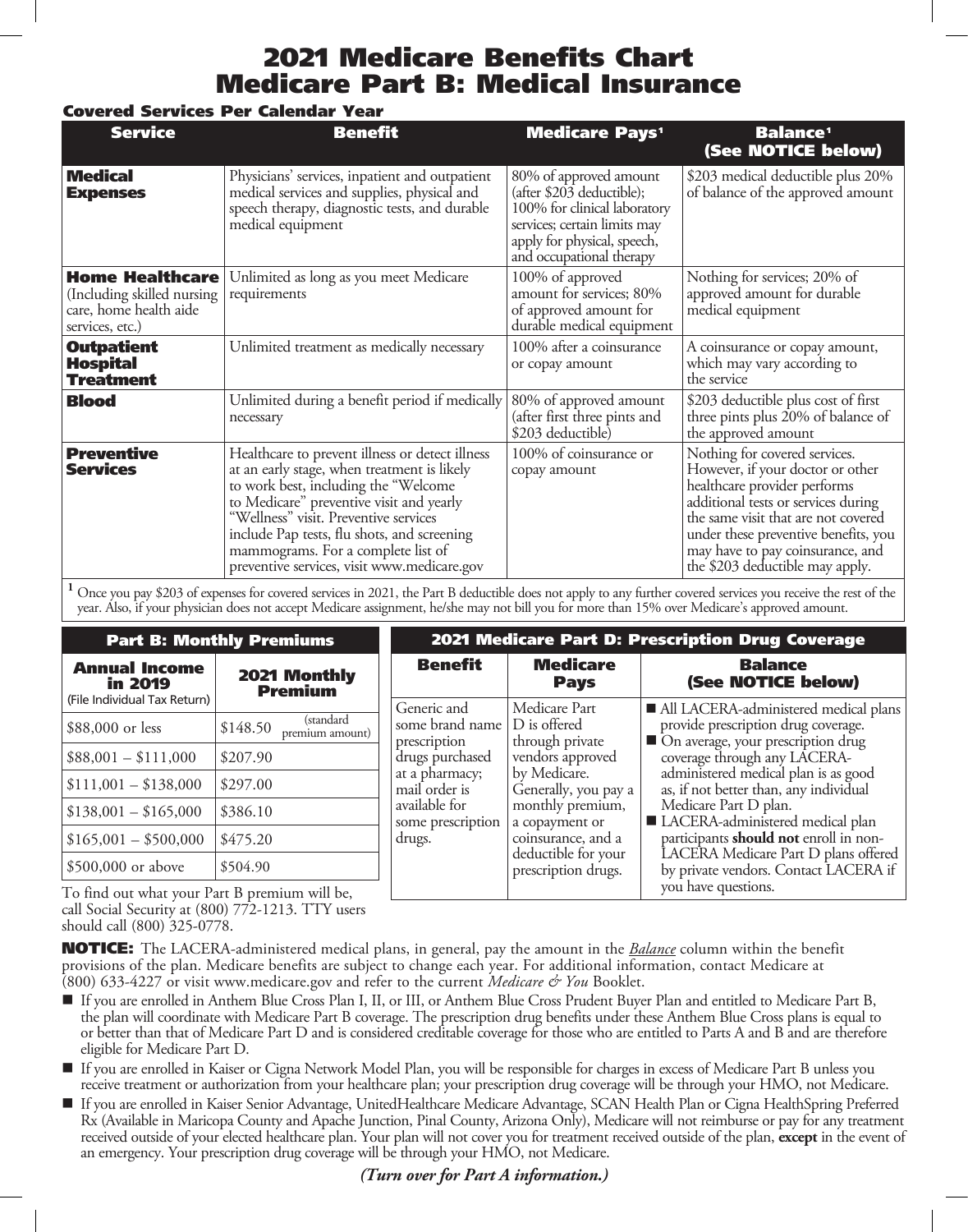# 2021 Medicare Benefits Chart
# Medicare Part B: Medical Insurance

### Covered Services Per Calendar Year

| Service | Benefit | Medicare Pays[1] | Balance[1] (See NOTICE below) |
|---|---|---|---|
| **Medical Expenses** | Physicians' services, inpatient and outpatient medical services and supplies, physical and speech therapy, diagnostic tests, and durable medical equipment | 80% of approved amount (after $203 deductible); 100% for clinical laboratory services; certain limits may apply for physical, speech, and occupational therapy | $203 medical deductible plus 20% of balance of the approved amount |
| **Home Healthcare** (Including skilled nursing care, home health aide services, etc.) | Unlimited as long as you meet Medicare requirements | 100% of approved amount for services; 80% of approved amount for durable medical equipment | Nothing for services; 20% of approved amount for durable medical equipment |
| **Outpatient Hospital Treatment** | Unlimited treatment as medically necessary | 100% after a coinsurance or copay amount | A coinsurance or copay amount, which may vary according to the service |
| **Blood** | Unlimited during a benefit period if medically necessary | 80% of approved amount (after first three pints and $203 deductible) | $203 deductible plus cost of first three pints plus 20% of balance of the approved amount |
| **Preventive Services** | Healthcare to prevent illness or detect illness at an early stage, when treatment is likely to work best, including the "Welcome to Medicare" preventive visit and yearly "Wellness" visit. Preventive services include Pap tests, flu shots, and screening mammograms. For a complete list of preventive services, visit www.medicare.gov | 100% of coinsurance or copay amount | Nothing for covered services. However, if your doctor or other healthcare provider performs additional tests or services during the same visit that are not covered under these preventive benefits, you may have to pay coinsurance, and the $203 deductible may apply. |

[1] Once you pay $203 of expenses for covered services in 2021, the Part B deductible does not apply to any further covered services you receive the rest of the year. Also, if your physician does not accept Medicare assignment, he/she may not bill you for more than 15% over Medicare's approved amount.

### Part B: Monthly Premiums

| Annual Income in 2019 (File Individual Tax Return) | 2021 Monthly Premium |
|---|---|
| $88,000 or less | $148.50 (standard premium amount) |
| $88,001 – $111,000 | $207.90 |
| $111,001 – $138,000 | $297.00 |
| $138,001 – $165,000 | $386.10 |
| $165,001 – $500,000 | $475.20 |
| $500,000 or above | $504.90 |

To find out what your Part B premium will be, call Social Security at (800) 772-1213. TTY users should call (800) 325-0778.

### 2021 Medicare Part D: Prescription Drug Coverage

| Benefit | Medicare Pays | Balance (See NOTICE below) |
|---|---|---|
| Generic and some brand name prescription drugs purchased at a pharmacy; mail order is available for some prescription drugs. | Medicare Part D is offered through private vendors approved by Medicare. Generally, you pay a monthly premium, a copayment or coinsurance, and a deductible for your prescription drugs. | ■ All LACERA-administered medical plans provide prescription drug coverage. ■ On average, your prescription drug coverage through any LACERA-administered medical plan is as good as, if not better than, any individual Medicare Part D plan. ■ LACERA-administered medical plan participants **should not** enroll in non-LACERA Medicare Part D plans offered by private vendors. Contact LACERA if you have questions. |

**NOTICE:** The LACERA-administered medical plans, in general, pay the amount in the ***Balance*** column within the benefit provisions of the plan. Medicare benefits are subject to change each year. For additional information, contact Medicare at (800) 633-4227 or visit www.medicare.gov and refer to the current *Medicare & You* Booklet.

- If you are enrolled in Anthem Blue Cross Plan I, II, or III, or Anthem Blue Cross Prudent Buyer Plan and entitled to Medicare Part B, the plan will coordinate with Medicare Part B coverage. The prescription drug benefits under these Anthem Blue Cross plans is equal to or better than that of Medicare Part D and is considered creditable coverage for those who are entitled to Parts A and B and are therefore eligible for Medicare Part D.
- If you are enrolled in Kaiser or Cigna Network Model Plan, you will be responsible for charges in excess of Medicare Part B unless you receive treatment or authorization from your healthcare plan; your prescription drug coverage will be through your HMO, not Medicare.
- If you are enrolled in Kaiser Senior Advantage, UnitedHealthcare Medicare Advantage, SCAN Health Plan or Cigna HealthSpring Preferred Rx (Available in Maricopa County and Apache Junction, Pinal County, Arizona Only), Medicare will not reimburse or pay for any treatment received outside of your elected healthcare plan. Your plan will not cover you for treatment received outside of the plan, **except** in the event of an emergency. Your prescription drug coverage will be through your HMO, not Medicare.

***(Turn over for Part A information.)***